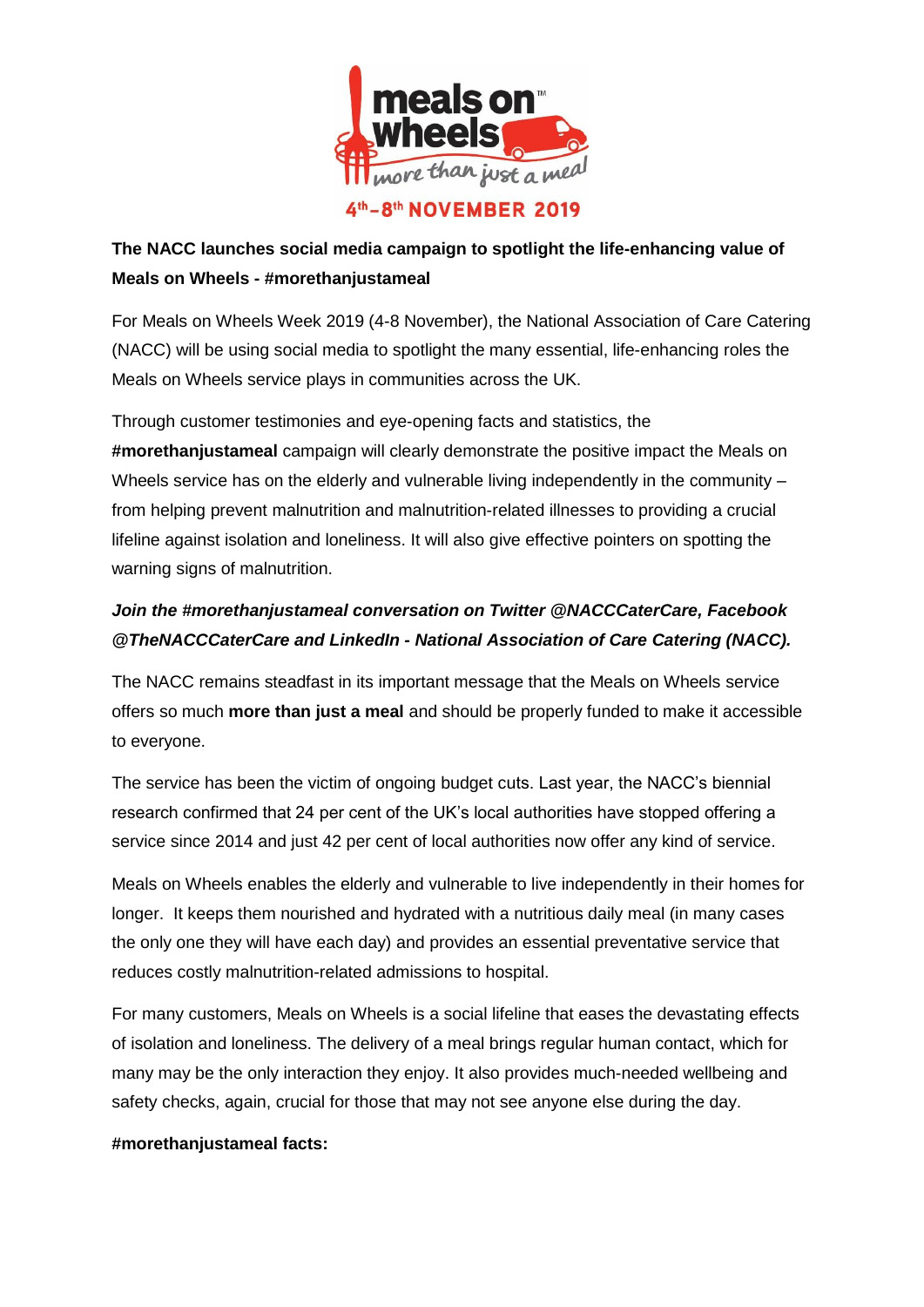meals on wheels™ more than just a meal

4th–8th NOVEMBER 2019

**The NACC launches social media campaign to spotlight the life-enhancing value of Meals on Wheels - #morethanjustameal**

For Meals on Wheels Week 2019 (4-8 November), the National Association of Care Catering (NACC) will be using social media to spotlight the many essential, life-enhancing roles the Meals on Wheels service plays in communities across the UK.

Through customer testimonies and eye-opening facts and statistics, the **#morethanjustameal** campaign will clearly demonstrate the positive impact the Meals on Wheels service has on the elderly and vulnerable living independently in the community – from helping prevent malnutrition and malnutrition-related illnesses to providing a crucial lifeline against isolation and loneliness. It will also give effective pointers on spotting the warning signs of malnutrition.

***Join the #morethanjustameal conversation on Twitter @NACCCaterCare, Facebook @TheNACCCaterCare and LinkedIn - National Association of Care Catering (NACC).***

The NACC remains steadfast in its important message that the Meals on Wheels service offers so much **more than just a meal** and should be properly funded to make it accessible to everyone.

The service has been the victim of ongoing budget cuts. Last year, the NACC's biennial research confirmed that 24 per cent of the UK's local authorities have stopped offering a service since 2014 and just 42 per cent of local authorities now offer any kind of service.

Meals on Wheels enables the elderly and vulnerable to live independently in their homes for longer. It keeps them nourished and hydrated with a nutritious daily meal (in many cases the only one they will have each day) and provides an essential preventative service that reduces costly malnutrition-related admissions to hospital.

For many customers, Meals on Wheels is a social lifeline that eases the devastating effects of isolation and loneliness. The delivery of a meal brings regular human contact, which for many may be the only interaction they enjoy. It also provides much-needed wellbeing and safety checks, again, crucial for those that may not see anyone else during the day.

**#morethanjustameal facts:**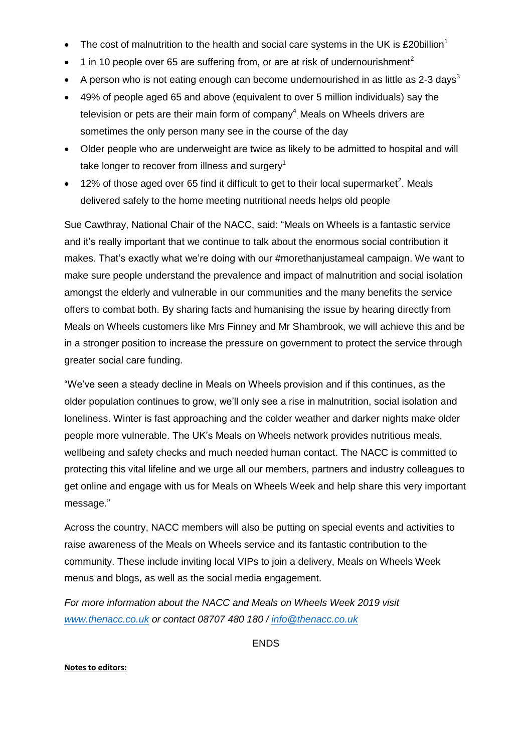- The cost of malnutrition to the health and social care systems in the UK is £20billion[1]
- 1 in 10 people over 65 are suffering from, or are at risk of undernourishment[2]
- A person who is not eating enough can become undernourished in as little as 2-3 days[3]
- 49% of people aged 65 and above (equivalent to over 5 million individuals) say the television or pets are their main form of company[4]. Meals on Wheels drivers are sometimes the only person many see in the course of the day
- Older people who are underweight are twice as likely to be admitted to hospital and will take longer to recover from illness and surgery[1]
- 12% of those aged over 65 find it difficult to get to their local supermarket[2]. Meals delivered safely to the home meeting nutritional needs helps old people

Sue Cawthray, National Chair of the NACC, said: "Meals on Wheels is a fantastic service and it's really important that we continue to talk about the enormous social contribution it makes. That's exactly what we're doing with our #morethanjustameal campaign. We want to make sure people understand the prevalence and impact of malnutrition and social isolation amongst the elderly and vulnerable in our communities and the many benefits the service offers to combat both. By sharing facts and humanising the issue by hearing directly from Meals on Wheels customers like Mrs Finney and Mr Shambrook, we will achieve this and be in a stronger position to increase the pressure on government to protect the service through greater social care funding.

"We've seen a steady decline in Meals on Wheels provision and if this continues, as the older population continues to grow, we'll only see a rise in malnutrition, social isolation and loneliness. Winter is fast approaching and the colder weather and darker nights make older people more vulnerable. The UK's Meals on Wheels network provides nutritious meals, wellbeing and safety checks and much needed human contact. The NACC is committed to protecting this vital lifeline and we urge all our members, partners and industry colleagues to get online and engage with us for Meals on Wheels Week and help share this very important message."

Across the country, NACC members will also be putting on special events and activities to raise awareness of the Meals on Wheels service and its fantastic contribution to the community. These include inviting local VIPs to join a delivery, Meals on Wheels Week menus and blogs, as well as the social media engagement.

*For more information about the NACC and Meals on Wheels Week 2019 visit [www.thenacc.co.uk](http://www.thenacc.co.uk) or contact 08707 480 180 / [info@thenacc.co.uk](mailto:info@thenacc.co.uk)*

ENDS

**Notes to editors:**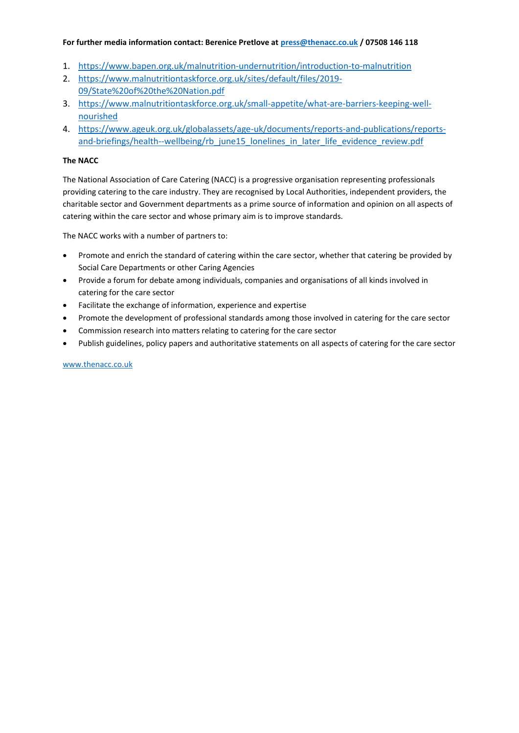**For further media information contact: Berenice Pretlove at press@thenacc.co.uk / 07508 146 118**

1. https://www.bapen.org.uk/malnutrition-undernutrition/introduction-to-malnutrition
2. https://www.malnutritiontaskforce.org.uk/sites/default/files/2019-09/State%20of%20the%20Nation.pdf
3. https://www.malnutritiontaskforce.org.uk/small-appetite/what-are-barriers-keeping-well-nourished
4. https://www.ageuk.org.uk/globalassets/age-uk/documents/reports-and-publications/reports-and-briefings/health--wellbeing/rb_june15_lonelines_in_later_life_evidence_review.pdf

**The NACC**

The National Association of Care Catering (NACC) is a progressive organisation representing professionals providing catering to the care industry. They are recognised by Local Authorities, independent providers, the charitable sector and Government departments as a prime source of information and opinion on all aspects of catering within the care sector and whose primary aim is to improve standards.

The NACC works with a number of partners to:

- Promote and enrich the standard of catering within the care sector, whether that catering be provided by Social Care Departments or other Caring Agencies
- Provide a forum for debate among individuals, companies and organisations of all kinds involved in catering for the care sector
- Facilitate the exchange of information, experience and expertise
- Promote the development of professional standards among those involved in catering for the care sector
- Commission research into matters relating to catering for the care sector
- Publish guidelines, policy papers and authoritative statements on all aspects of catering for the care sector

www.thenacc.co.uk